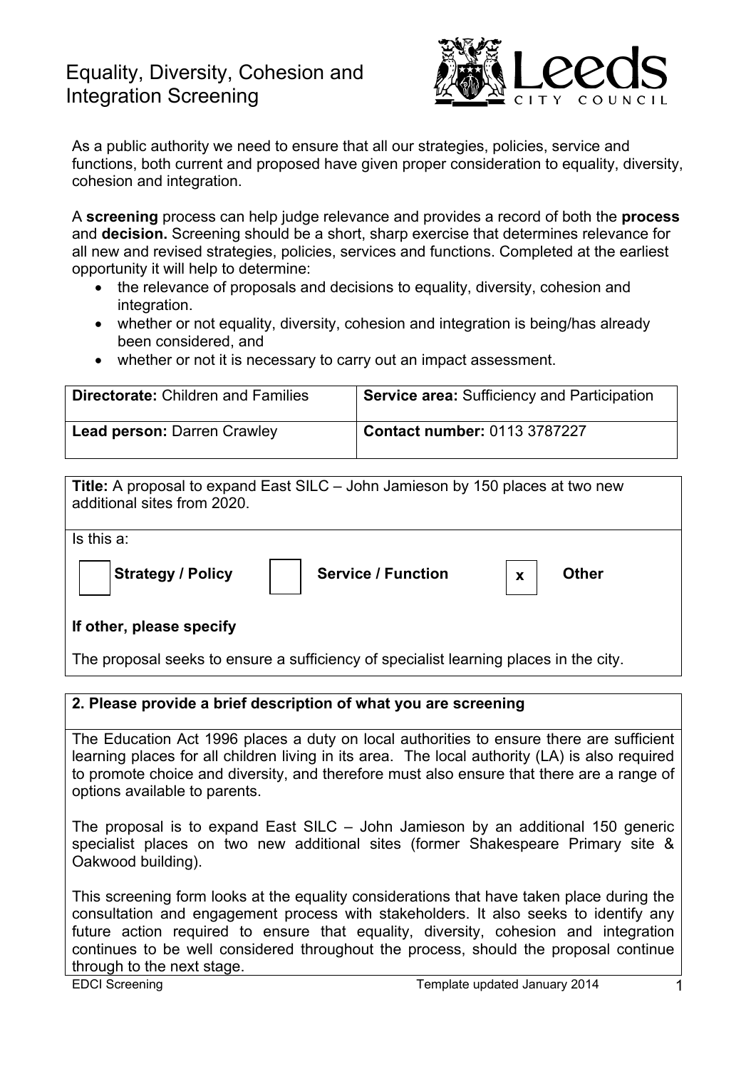# Equality, Diversity, Cohesion and Integration Screening

As a public authority we need to ensure that all our strategies, policies, service and functions, both current and proposed have given proper consideration to equality, diversity, cohesion and integration.

A **screening** process can help judge relevance and provides a record of both the **process** and **decision.** Screening should be a short, sharp exercise that determines relevance for all new and revised strategies, policies, services and functions. Completed at the earliest opportunity it will help to determine:

- the relevance of proposals and decisions to equality, diversity, cohesion and integration.
- whether or not equality, diversity, cohesion and integration is being/has already been considered, and
- whether or not it is necessary to carry out an impact assessment.

| **Directorate:** Children and Families | **Service area:** Sufficiency and Participation |
|---|---|
| **Lead person:** Darren Crawley | **Contact number:** 0113 3787227 |

**Title:** A proposal to expand East SILC – John Jamieson by 150 places at two new additional sites from 2020.

Is this a:

- [ ] **Strategy / Policy**
- [ ] **Service / Function**
- [x] **Other**

**If other, please specify**

The proposal seeks to ensure a sufficiency of specialist learning places in the city.

## 2. Please provide a brief description of what you are screening

The Education Act 1996 places a duty on local authorities to ensure there are sufficient learning places for all children living in its area. The local authority (LA) is also required to promote choice and diversity, and therefore must also ensure that there are a range of options available to parents.

The proposal is to expand East SILC – John Jamieson by an additional 150 generic specialist places on two new additional sites (former Shakespeare Primary site & Oakwood building).

This screening form looks at the equality considerations that have taken place during the consultation and engagement process with stakeholders. It also seeks to identify any future action required to ensure that equality, diversity, cohesion and integration continues to be well considered throughout the process, should the proposal continue through to the next stage.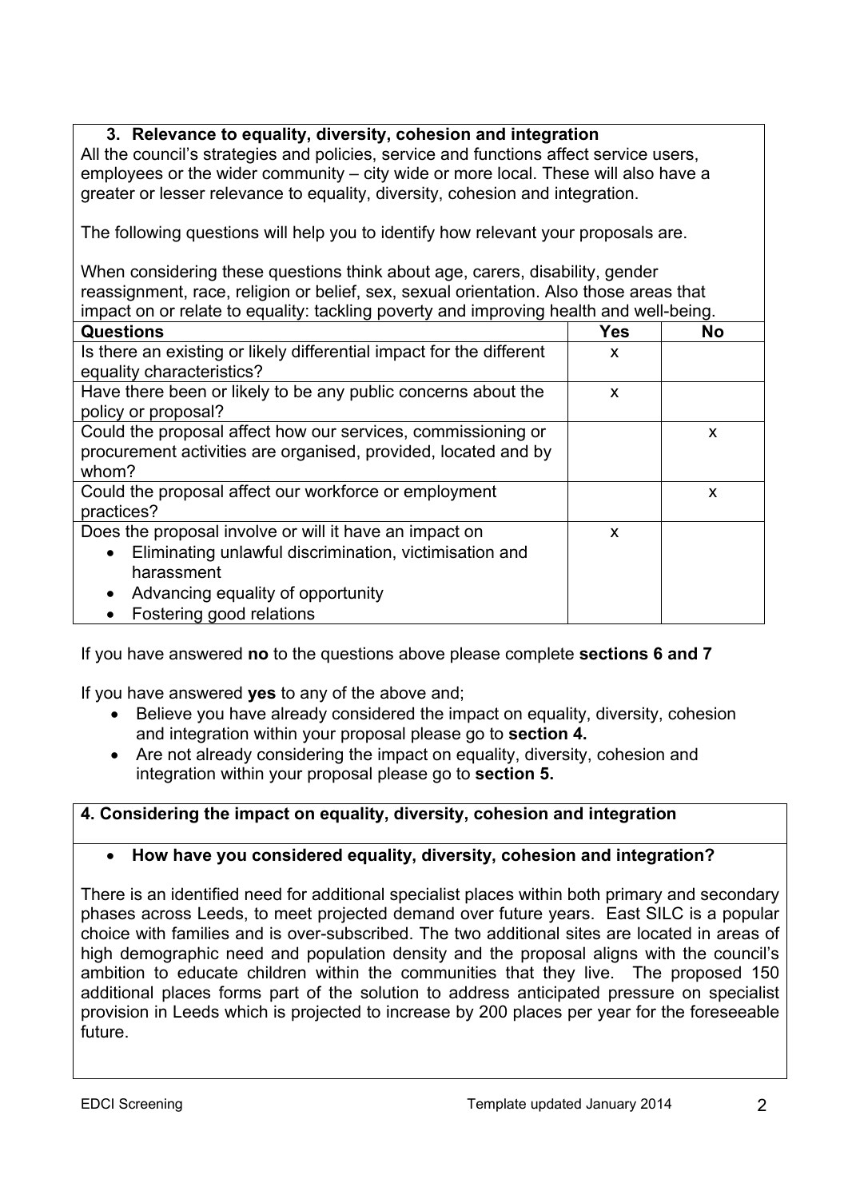### 3. Relevance to equality, diversity, cohesion and integration

All the council's strategies and policies, service and functions affect service users, employees or the wider community – city wide or more local. These will also have a greater or lesser relevance to equality, diversity, cohesion and integration.

The following questions will help you to identify how relevant your proposals are.

When considering these questions think about age, carers, disability, gender reassignment, race, religion or belief, sex, sexual orientation. Also those areas that impact on or relate to equality: tackling poverty and improving health and well-being.

| Questions | Yes | No |
|---|---|---|
| Is there an existing or likely differential impact for the different equality characteristics? | x | |
| Have there been or likely to be any public concerns about the policy or proposal? | x | |
| Could the proposal affect how our services, commissioning or procurement activities are organised, provided, located and by whom? | | x |
| Could the proposal affect our workforce or employment practices? | | x |
| Does the proposal involve or will it have an impact on<br>• Eliminating unlawful discrimination, victimisation and harassment<br>• Advancing equality of opportunity<br>• Fostering good relations | x | |

If you have answered **no** to the questions above please complete **sections 6 and 7**

If you have answered **yes** to any of the above and;

- Believe you have already considered the impact on equality, diversity, cohesion and integration within your proposal please go to **section 4.**
- Are not already considering the impact on equality, diversity, cohesion and integration within your proposal please go to **section 5.**

### 4. Considering the impact on equality, diversity, cohesion and integration

- **How have you considered equality, diversity, cohesion and integration?**

There is an identified need for additional specialist places within both primary and secondary phases across Leeds, to meet projected demand over future years. East SILC is a popular choice with families and is over-subscribed. The two additional sites are located in areas of high demographic need and population density and the proposal aligns with the council's ambition to educate children within the communities that they live. The proposed 150 additional places forms part of the solution to address anticipated pressure on specialist provision in Leeds which is projected to increase by 200 places per year for the foreseeable future.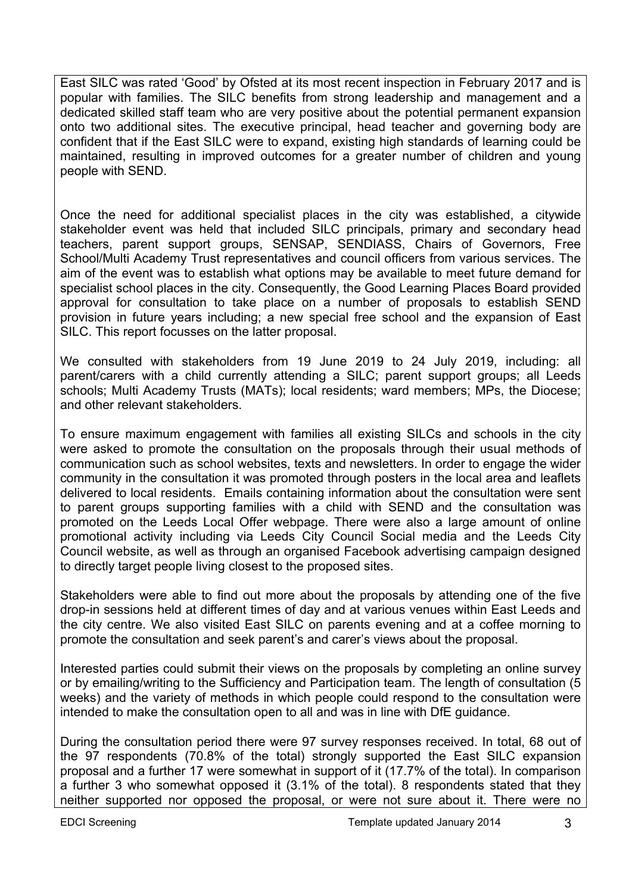East SILC was rated 'Good' by Ofsted at its most recent inspection in February 2017 and is popular with families. The SILC benefits from strong leadership and management and a dedicated skilled staff team who are very positive about the potential permanent expansion onto two additional sites. The executive principal, head teacher and governing body are confident that if the East SILC were to expand, existing high standards of learning could be maintained, resulting in improved outcomes for a greater number of children and young people with SEND.

Once the need for additional specialist places in the city was established, a citywide stakeholder event was held that included SILC principals, primary and secondary head teachers, parent support groups, SENSAP, SENDIASS, Chairs of Governors, Free School/Multi Academy Trust representatives and council officers from various services. The aim of the event was to establish what options may be available to meet future demand for specialist school places in the city. Consequently, the Good Learning Places Board provided approval for consultation to take place on a number of proposals to establish SEND provision in future years including; a new special free school and the expansion of East SILC. This report focusses on the latter proposal.

We consulted with stakeholders from 19 June 2019 to 24 July 2019, including: all parent/carers with a child currently attending a SILC; parent support groups; all Leeds schools; Multi Academy Trusts (MATs); local residents; ward members; MPs, the Diocese; and other relevant stakeholders.

To ensure maximum engagement with families all existing SILCs and schools in the city were asked to promote the consultation on the proposals through their usual methods of communication such as school websites, texts and newsletters. In order to engage the wider community in the consultation it was promoted through posters in the local area and leaflets delivered to local residents. Emails containing information about the consultation were sent to parent groups supporting families with a child with SEND and the consultation was promoted on the Leeds Local Offer webpage. There were also a large amount of online promotional activity including via Leeds City Council Social media and the Leeds City Council website, as well as through an organised Facebook advertising campaign designed to directly target people living closest to the proposed sites.

Stakeholders were able to find out more about the proposals by attending one of the five drop-in sessions held at different times of day and at various venues within East Leeds and the city centre. We also visited East SILC on parents evening and at a coffee morning to promote the consultation and seek parent's and carer's views about the proposal.

Interested parties could submit their views on the proposals by completing an online survey or by emailing/writing to the Sufficiency and Participation team. The length of consultation (5 weeks) and the variety of methods in which people could respond to the consultation were intended to make the consultation open to all and was in line with DfE guidance.

During the consultation period there were 97 survey responses received. In total, 68 out of the 97 respondents (70.8% of the total) strongly supported the East SILC expansion proposal and a further 17 were somewhat in support of it (17.7% of the total). In comparison a further 3 who somewhat opposed it (3.1% of the total). 8 respondents stated that they neither supported nor opposed the proposal, or were not sure about it. There were no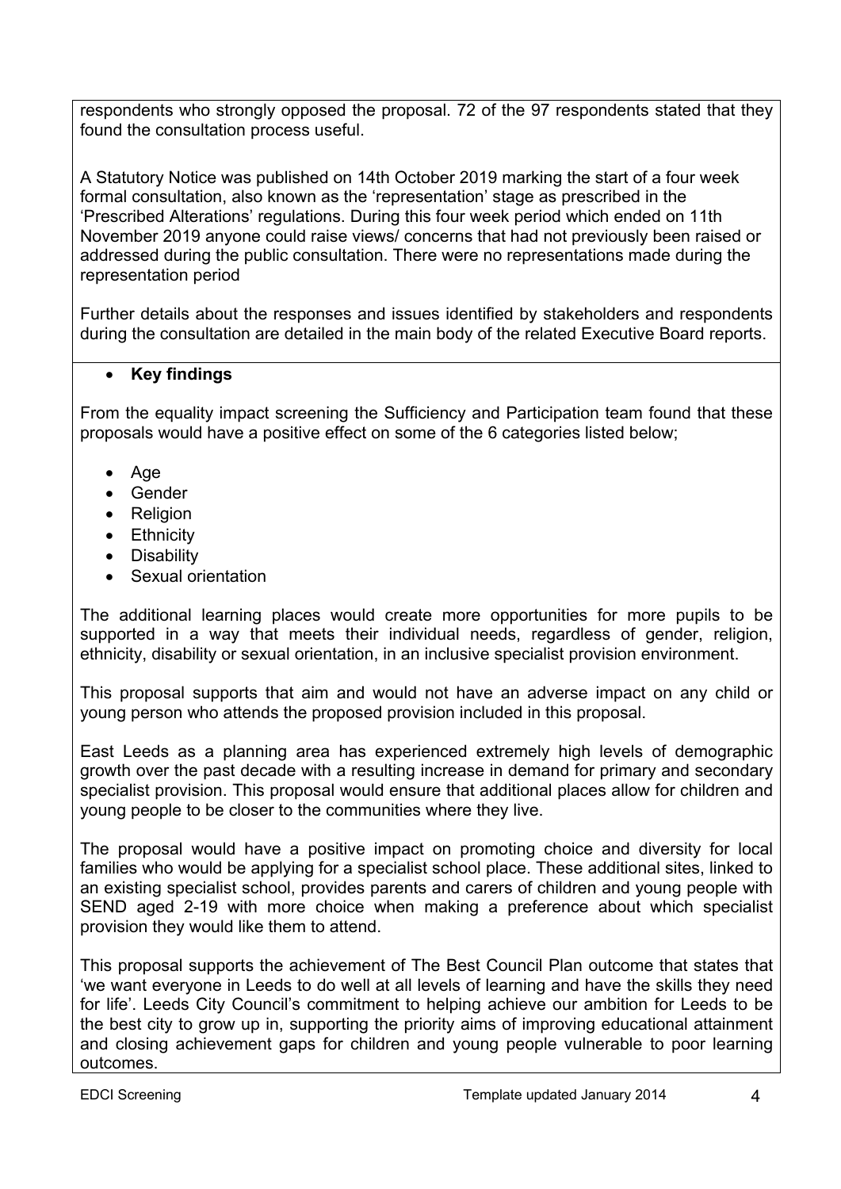respondents who strongly opposed the proposal. 72 of the 97 respondents stated that they found the consultation process useful.

A Statutory Notice was published on 14th October 2019 marking the start of a four week formal consultation, also known as the 'representation' stage as prescribed in the 'Prescribed Alterations' regulations. During this four week period which ended on 11th November 2019 anyone could raise views/ concerns that had not previously been raised or addressed during the public consultation. There were no representations made during the representation period

Further details about the responses and issues identified by stakeholders and respondents during the consultation are detailed in the main body of the related Executive Board reports.

- **Key findings**

From the equality impact screening the Sufficiency and Participation team found that these proposals would have a positive effect on some of the 6 categories listed below;

- Age
- Gender
- Religion
- Ethnicity
- Disability
- Sexual orientation

The additional learning places would create more opportunities for more pupils to be supported in a way that meets their individual needs, regardless of gender, religion, ethnicity, disability or sexual orientation, in an inclusive specialist provision environment.

This proposal supports that aim and would not have an adverse impact on any child or young person who attends the proposed provision included in this proposal.

East Leeds as a planning area has experienced extremely high levels of demographic growth over the past decade with a resulting increase in demand for primary and secondary specialist provision. This proposal would ensure that additional places allow for children and young people to be closer to the communities where they live.

The proposal would have a positive impact on promoting choice and diversity for local families who would be applying for a specialist school place. These additional sites, linked to an existing specialist school, provides parents and carers of children and young people with SEND aged 2-19 with more choice when making a preference about which specialist provision they would like them to attend.

This proposal supports the achievement of The Best Council Plan outcome that states that 'we want everyone in Leeds to do well at all levels of learning and have the skills they need for life'. Leeds City Council's commitment to helping achieve our ambition for Leeds to be the best city to grow up in, supporting the priority aims of improving educational attainment and closing achievement gaps for children and young people vulnerable to poor learning outcomes.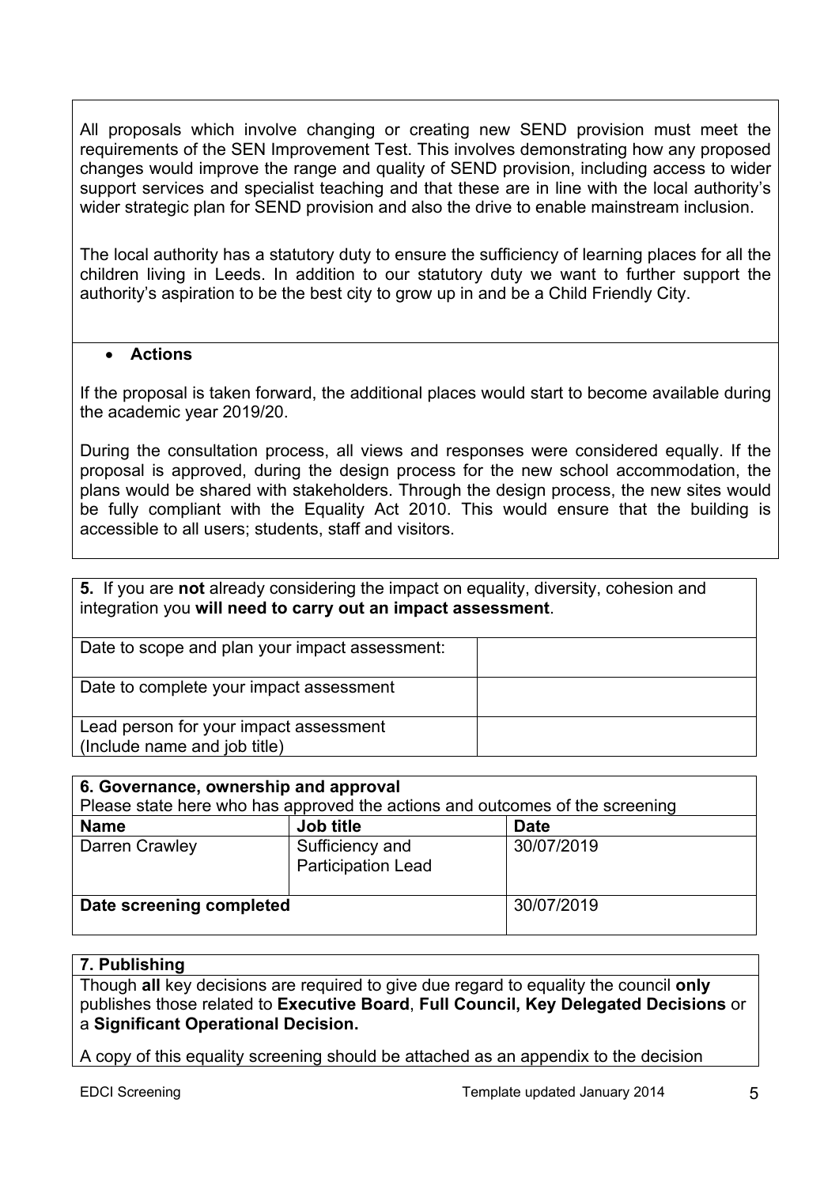All proposals which involve changing or creating new SEND provision must meet the requirements of the SEN Improvement Test. This involves demonstrating how any proposed changes would improve the range and quality of SEND provision, including access to wider support services and specialist teaching and that these are in line with the local authority's wider strategic plan for SEND provision and also the drive to enable mainstream inclusion.

The local authority has a statutory duty to ensure the sufficiency of learning places for all the children living in Leeds. In addition to our statutory duty we want to further support the authority's aspiration to be the best city to grow up in and be a Child Friendly City.

- **Actions**

If the proposal is taken forward, the additional places would start to become available during the academic year 2019/20.

During the consultation process, all views and responses were considered equally. If the proposal is approved, during the design process for the new school accommodation, the plans would be shared with stakeholders. Through the design process, the new sites would be fully compliant with the Equality Act 2010. This would ensure that the building is accessible to all users; students, staff and visitors.

**5.** If you are **not** already considering the impact on equality, diversity, cohesion and integration you **will need to carry out an impact assessment**.

| | |
|---|---|
| Date to scope and plan your impact assessment: | |
| Date to complete your impact assessment | |
| Lead person for your impact assessment (Include name and job title) | |

**6. Governance, ownership and approval**
Please state here who has approved the actions and outcomes of the screening

| **Name** | **Job title** | **Date** |
|---|---|---|
| Darren Crawley | Sufficiency and Participation Lead | 30/07/2019 |
| **Date screening completed** | | 30/07/2019 |

**7. Publishing**

Though **all** key decisions are required to give due regard to equality the council **only** publishes those related to **Executive Board**, **Full Council, Key Delegated Decisions** or a **Significant Operational Decision.**

A copy of this equality screening should be attached as an appendix to the decision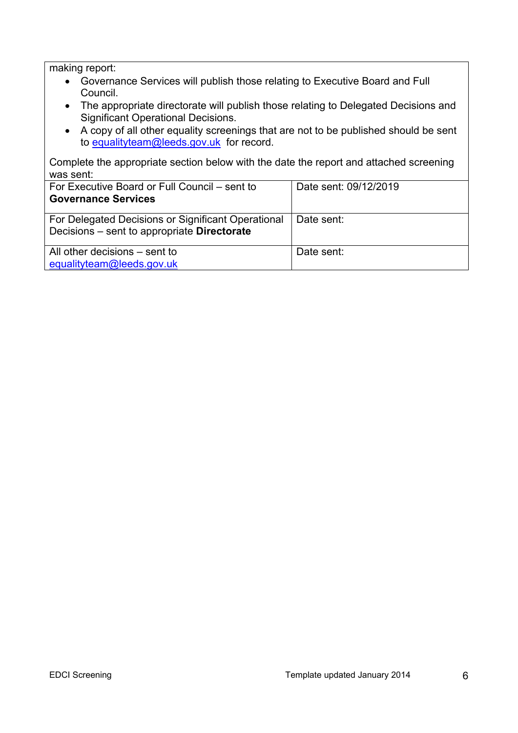making report:

- Governance Services will publish those relating to Executive Board and Full Council.
- The appropriate directorate will publish those relating to Delegated Decisions and Significant Operational Decisions.
- A copy of all other equality screenings that are not to be published should be sent to equalityteam@leeds.gov.uk for record.

Complete the appropriate section below with the date the report and attached screening was sent:

| | |
|---|---|
| For Executive Board or Full Council – sent to **Governance Services** | Date sent: 09/12/2019 |
| For Delegated Decisions or Significant Operational Decisions – sent to appropriate **Directorate** | Date sent: |
| All other decisions – sent to equalityteam@leeds.gov.uk | Date sent: |